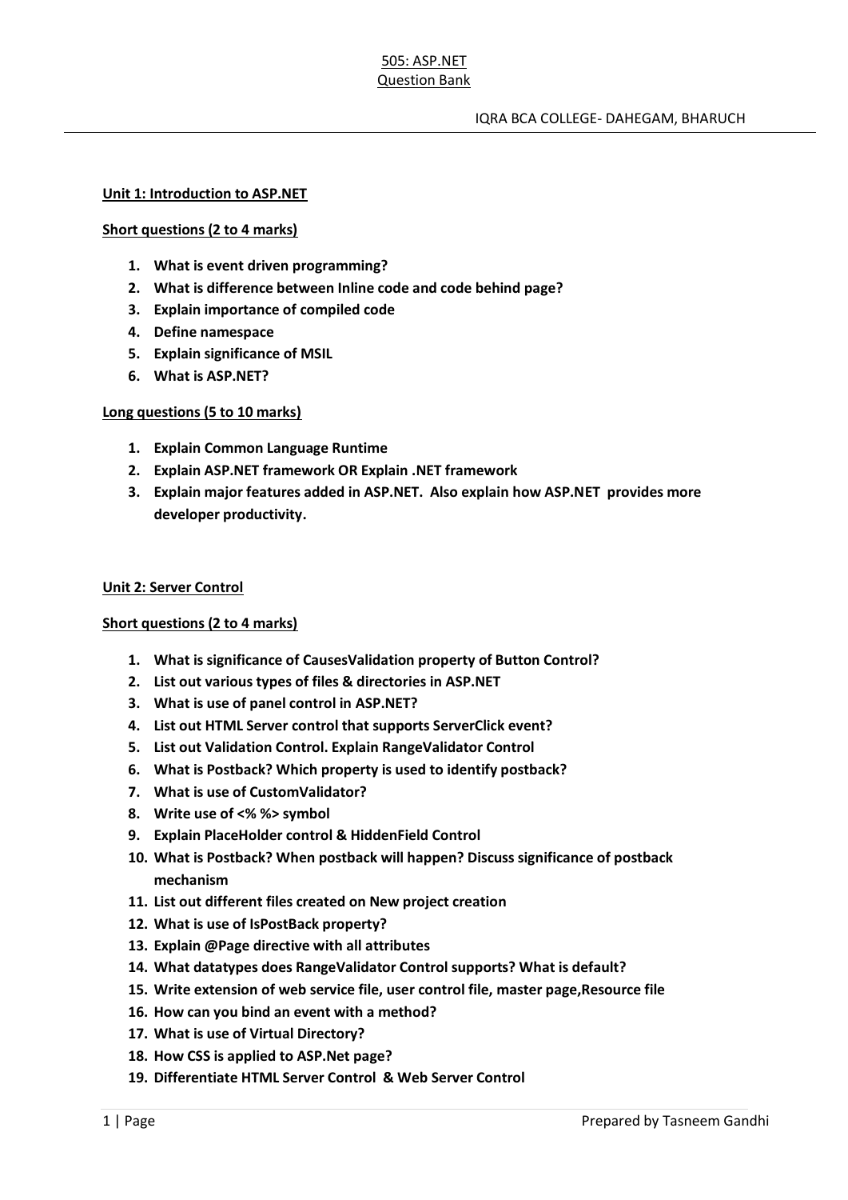505: ASP.NET
Question Bank

IQRA BCA COLLEGE- DAHEGAM, BHARUCH

## Unit 1: Introduction to ASP.NET

### Short questions (2 to 4 marks)

1. **What is event driven programming?**
2. **What is difference between Inline code and code behind page?**
3. **Explain importance of compiled code**
4. **Define namespace**
5. **Explain significance of MSIL**
6. **What is ASP.NET?**

### Long questions (5 to 10 marks)

1. **Explain Common Language Runtime**
2. **Explain ASP.NET framework OR Explain .NET framework**
3. **Explain major features added in ASP.NET. Also explain how ASP.NET provides more developer productivity.**

## Unit 2: Server Control

### Short questions (2 to 4 marks)

1. **What is significance of CausesValidation property of Button Control?**
2. **List out various types of files & directories in ASP.NET**
3. **What is use of panel control in ASP.NET?**
4. **List out HTML Server control that supports ServerClick event?**
5. **List out Validation Control. Explain RangeValidator Control**
6. **What is Postback? Which property is used to identify postback?**
7. **What is use of CustomValidator?**
8. **Write use of <% %> symbol**
9. **Explain PlaceHolder control & HiddenField Control**
10. **What is Postback? When postback will happen? Discuss significance of postback mechanism**
11. **List out different files created on New project creation**
12. **What is use of IsPostBack property?**
13. **Explain @Page directive with all attributes**
14. **What datatypes does RangeValidator Control supports? What is default?**
15. **Write extension of web service file, user control file, master page,Resource file**
16. **How can you bind an event with a method?**
17. **What is use of Virtual Directory?**
18. **How CSS is applied to ASP.Net page?**
19. **Differentiate HTML Server Control & Web Server Control**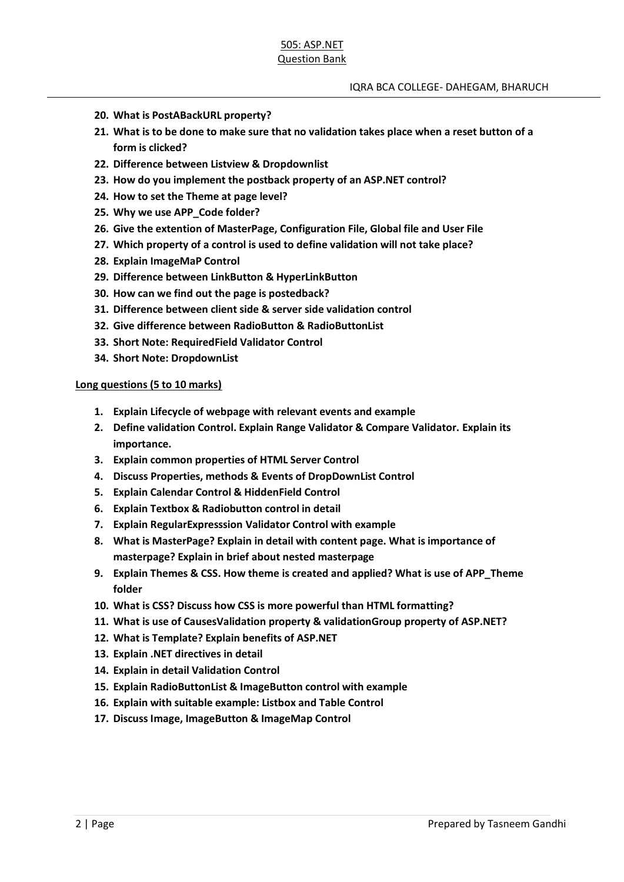20. **What is PostABackURL property?**
21. **What is to be done to make sure that no validation takes place when a reset button of a form is clicked?**
22. **Difference between Listview & Dropdownlist**
23. **How do you implement the postback property of an ASP.NET control?**
24. **How to set the Theme at page level?**
25. **Why we use APP_Code folder?**
26. **Give the extention of MasterPage, Configuration File, Global file and User File**
27. **Which property of a control is used to define validation will not take place?**
28. **Explain ImageMaP Control**
29. **Difference between LinkButton & HyperLinkButton**
30. **How can we find out the page is postedback?**
31. **Difference between client side & server side validation control**
32. **Give difference between RadioButton & RadioButtonList**
33. **Short Note: RequiredField Validator Control**
34. **Short Note: DropdownList**

**Long questions (5 to 10 marks)**

1. **Explain Lifecycle of webpage with relevant events and example**
2. **Define validation Control. Explain Range Validator & Compare Validator. Explain its importance.**
3. **Explain common properties of HTML Server Control**
4. **Discuss Properties, methods & Events of DropDownList Control**
5. **Explain Calendar Control & HiddenField Control**
6. **Explain Textbox & Radiobutton control in detail**
7. **Explain RegularExpresssion Validator Control with example**
8. **What is MasterPage? Explain in detail with content page. What is importance of masterpage? Explain in brief about nested masterpage**
9. **Explain Themes & CSS. How theme is created and applied? What is use of APP_Theme folder**
10. **What is CSS? Discuss how CSS is more powerful than HTML formatting?**
11. **What is use of CausesValidation property & validationGroup property of ASP.NET?**
12. **What is Template? Explain benefits of ASP.NET**
13. **Explain .NET directives in detail**
14. **Explain in detail Validation Control**
15. **Explain RadioButtonList & ImageButton control with example**
16. **Explain with suitable example: Listbox and Table Control**
17. **Discuss Image, ImageButton & ImageMap Control**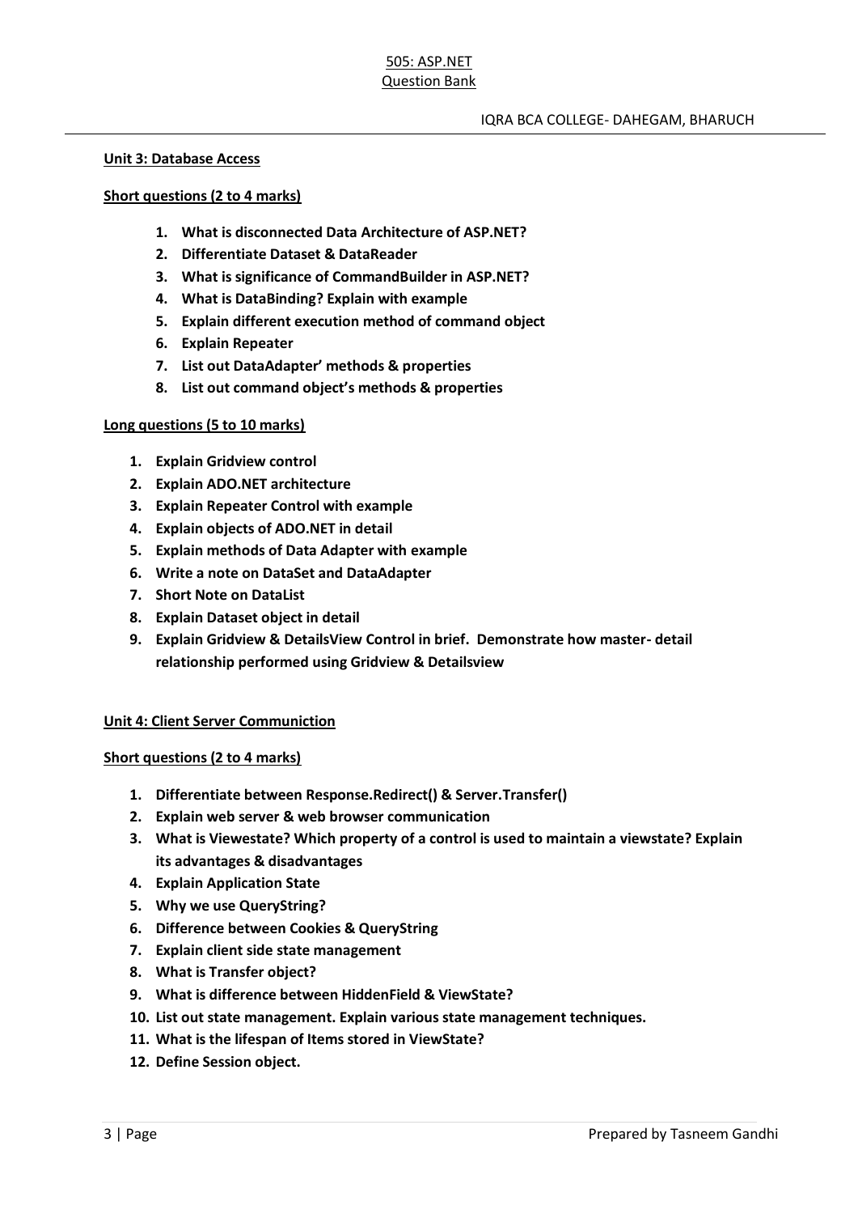#### **Unit 3: Database Access**

**Short questions (2 to 4 marks)**

1. **What is disconnected Data Architecture of ASP.NET?**
2. **Differentiate Dataset & DataReader**
3. **What is significance of CommandBuilder in ASP.NET?**
4. **What is DataBinding? Explain with example**
5. **Explain different execution method of command object**
6. **Explain Repeater**
7. **List out DataAdapter' methods & properties**
8. **List out command object's methods & properties**

**Long questions (5 to 10 marks)**

1. **Explain Gridview control**
2. **Explain ADO.NET architecture**
3. **Explain Repeater Control with example**
4. **Explain objects of ADO.NET in detail**
5. **Explain methods of Data Adapter with example**
6. **Write a note on DataSet and DataAdapter**
7. **Short Note on DataList**
8. **Explain Dataset object in detail**
9. **Explain Gridview & DetailsView Control in brief. Demonstrate how master- detail relationship performed using Gridview & Detailsview**

#### **Unit 4: Client Server Communiction**

**Short questions (2 to 4 marks)**

1. **Differentiate between Response.Redirect() & Server.Transfer()**
2. **Explain web server & web browser communication**
3. **What is Viewestate? Which property of a control is used to maintain a viewstate? Explain its advantages & disadvantages**
4. **Explain Application State**
5. **Why we use QueryString?**
6. **Difference between Cookies & QueryString**
7. **Explain client side state management**
8. **What is Transfer object?**
9. **What is difference between HiddenField & ViewState?**
10. **List out state management. Explain various state management techniques.**
11. **What is the lifespan of Items stored in ViewState?**
12. **Define Session object.**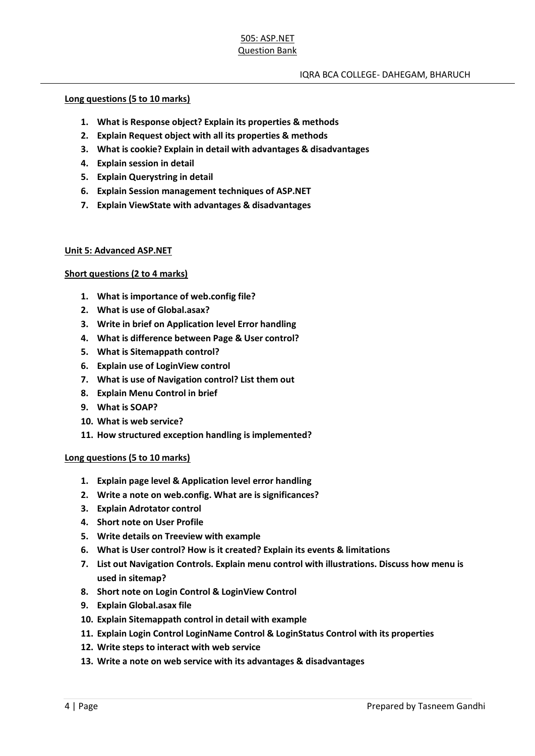**Long questions (5 to 10 marks)**

1. **What is Response object? Explain its properties & methods**
2. **Explain Request object with all its properties & methods**
3. **What is cookie? Explain in detail with advantages & disadvantages**
4. **Explain session in detail**
5. **Explain Querystring in detail**
6. **Explain Session management techniques of ASP.NET**
7. **Explain ViewState with advantages & disadvantages**

**Unit 5: Advanced ASP.NET**

**Short questions (2 to 4 marks)**

1. **What is importance of web.config file?**
2. **What is use of Global.asax?**
3. **Write in brief on Application level Error handling**
4. **What is difference between Page & User control?**
5. **What is Sitemappath control?**
6. **Explain use of LoginView control**
7. **What is use of Navigation control? List them out**
8. **Explain Menu Control in brief**
9. **What is SOAP?**
10. **What is web service?**
11. **How structured exception handling is implemented?**

**Long questions (5 to 10 marks)**

1. **Explain page level & Application level error handling**
2. **Write a note on web.config. What are is significances?**
3. **Explain Adrotator control**
4. **Short note on User Profile**
5. **Write details on Treeview with example**
6. **What is User control? How is it created? Explain its events & limitations**
7. **List out Navigation Controls. Explain menu control with illustrations. Discuss how menu is used in sitemap?**
8. **Short note on Login Control & LoginView Control**
9. **Explain Global.asax file**
10. **Explain Sitemappath control in detail with example**
11. **Explain Login Control LoginName Control & LoginStatus Control with its properties**
12. **Write steps to interact with web service**
13. **Write a note on web service with its advantages & disadvantages**